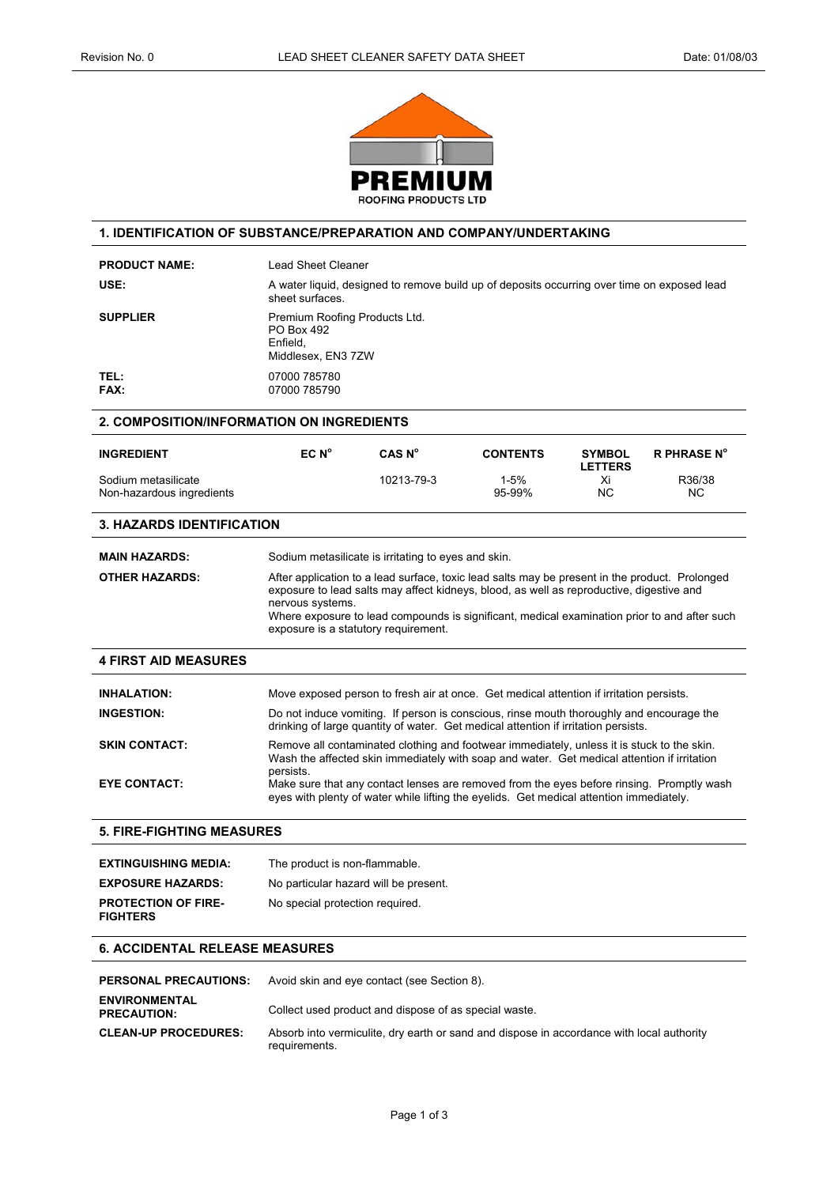**PREMIUM**
ROOFING PRODUCTS LTD

## 1. IDENTIFICATION OF SUBSTANCE/PREPARATION AND COMPANY/UNDERTAKING

**PRODUCT NAME:** Lead Sheet Cleaner

**USE:** A water liquid, designed to remove build up of deposits occurring over time on exposed lead sheet surfaces.

**SUPPLIER** Premium Roofing Products Ltd.
PO Box 492
Enfield,
Middlesex, EN3 7ZW

**TEL:** 07000 785780
**FAX:** 07000 785790

## 2. COMPOSITION/INFORMATION ON INGREDIENTS

| INGREDIENT | EC N° | CAS N° | CONTENTS | SYMBOL LETTERS | R PHRASE N° |
|---|---|---|---|---|---|
| Sodium metasilicate | | 10213-79-3 | 1-5% | Xi | R36/38 |
| Non-hazardous ingredients | | | 95-99% | NC | NC |

## 3. HAZARDS IDENTIFICATION

**MAIN HAZARDS:** Sodium metasilicate is irritating to eyes and skin.

**OTHER HAZARDS:** After application to a lead surface, toxic lead salts may be present in the product. Prolonged exposure to lead salts may affect kidneys, blood, as well as reproductive, digestive and nervous systems.
Where exposure to lead compounds is significant, medical examination prior to and after such exposure is a statutory requirement.

## 4 FIRST AID MEASURES

**INHALATION:** Move exposed person to fresh air at once. Get medical attention if irritation persists.

**INGESTION:** Do not induce vomiting. If person is conscious, rinse mouth thoroughly and encourage the drinking of large quantity of water. Get medical attention if irritation persists.

**SKIN CONTACT:** Remove all contaminated clothing and footwear immediately, unless it is stuck to the skin. Wash the affected skin immediately with soap and water. Get medical attention if irritation persists.

**EYE CONTACT:** Make sure that any contact lenses are removed from the eyes before rinsing. Promptly wash eyes with plenty of water while lifting the eyelids. Get medical attention immediately.

## 5. FIRE-FIGHTING MEASURES

**EXTINGUISHING MEDIA:** The product is non-flammable.

**EXPOSURE HAZARDS:** No particular hazard will be present.

**PROTECTION OF FIRE-FIGHTERS** No special protection required.

## 6. ACCIDENTAL RELEASE MEASURES

**PERSONAL PRECAUTIONS:** Avoid skin and eye contact (see Section 8).

**ENVIRONMENTAL PRECAUTION:** Collect used product and dispose of as special waste.

**CLEAN-UP PROCEDURES:** Absorb into vermiculite, dry earth or sand and dispose in accordance with local authority requirements.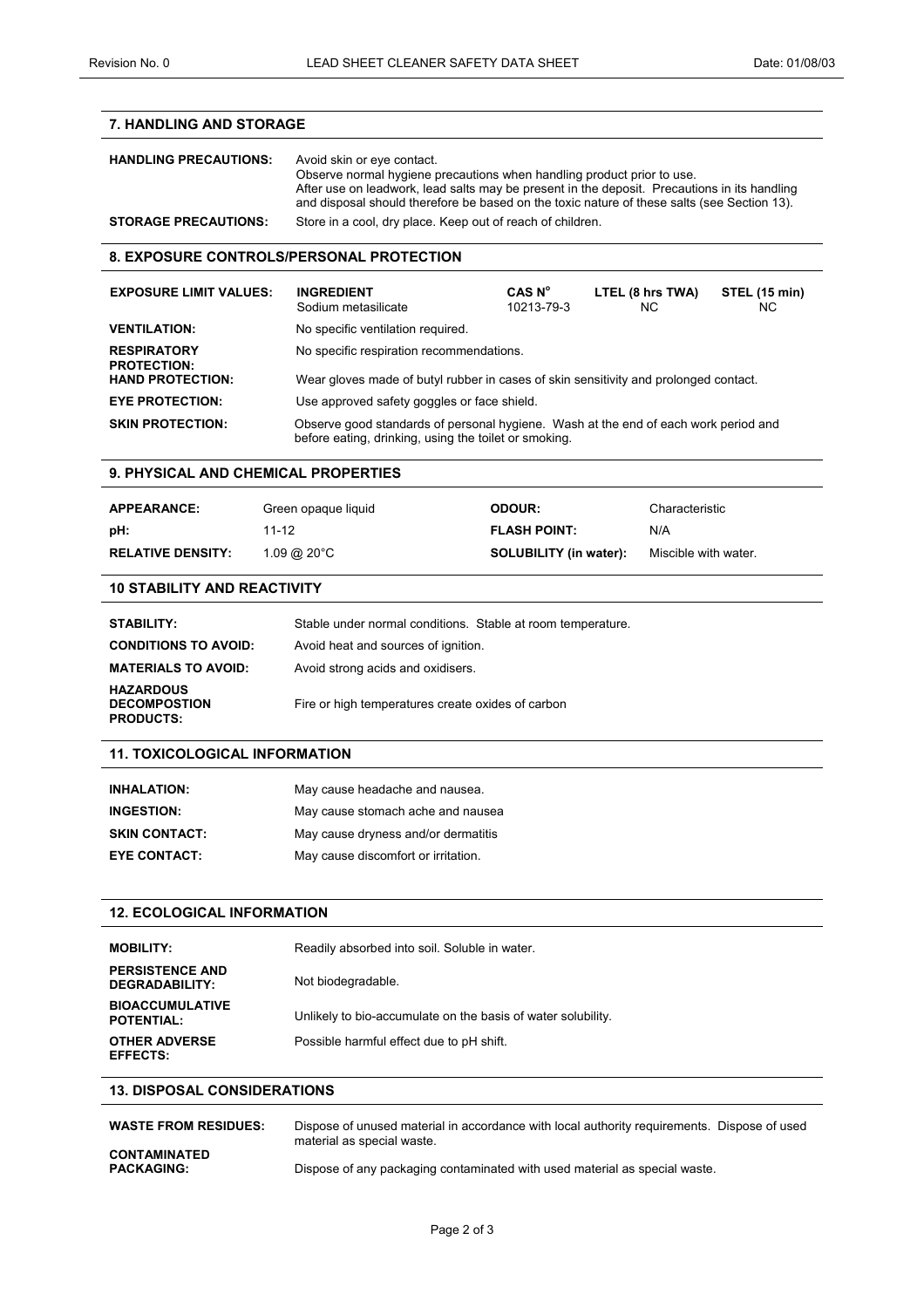## 7. HANDLING AND STORAGE

**HANDLING PRECAUTIONS:** Avoid skin or eye contact.
Observe normal hygiene precautions when handling product prior to use.
After use on leadwork, lead salts may be present in the deposit. Precautions in its handling and disposal should therefore be based on the toxic nature of these salts (see Section 13).

**STORAGE PRECAUTIONS:** Store in a cool, dry place. Keep out of reach of children.

## 8. EXPOSURE CONTROLS/PERSONAL PROTECTION

| EXPOSURE LIMIT VALUES: | INGREDIENT | CAS N° | LTEL (8 hrs TWA) | STEL (15 min) |
|---|---|---|---|---|
| | Sodium metasilicate | 10213-79-3 | NC | NC |

**VENTILATION:** No specific ventilation required.

**RESPIRATORY PROTECTION:** No specific respiration recommendations.

**HAND PROTECTION:** Wear gloves made of butyl rubber in cases of skin sensitivity and prolonged contact.

**EYE PROTECTION:** Use approved safety goggles or face shield.

**SKIN PROTECTION:** Observe good standards of personal hygiene. Wash at the end of each work period and before eating, drinking, using the toilet or smoking.

## 9. PHYSICAL AND CHEMICAL PROPERTIES

| | | | |
|---|---|---|---|
| **APPEARANCE:** | Green opaque liquid | **ODOUR:** | Characteristic |
| **pH:** | 11-12 | **FLASH POINT:** | N/A |
| **RELATIVE DENSITY:** | 1.09 @ 20°C | **SOLUBILITY (in water):** | Miscible with water. |

## 10 STABILITY AND REACTIVITY

**STABILITY:** Stable under normal conditions. Stable at room temperature.

**CONDITIONS TO AVOID:** Avoid heat and sources of ignition.

**MATERIALS TO AVOID:** Avoid strong acids and oxidisers.

**HAZARDOUS DECOMPOSTION PRODUCTS:** Fire or high temperatures create oxides of carbon

## 11. TOXICOLOGICAL INFORMATION

**INHALATION:** May cause headache and nausea.

**INGESTION:** May cause stomach ache and nausea

**SKIN CONTACT:** May cause dryness and/or dermatitis

**EYE CONTACT:** May cause discomfort or irritation.

## 12. ECOLOGICAL INFORMATION

**MOBILITY:** Readily absorbed into soil. Soluble in water.

**PERSISTENCE AND DEGRADABILITY:** Not biodegradable.

**BIOACCUMULATIVE POTENTIAL:** Unlikely to bio-accumulate on the basis of water solubility.

**OTHER ADVERSE EFFECTS:** Possible harmful effect due to pH shift.

## 13. DISPOSAL CONSIDERATIONS

**WASTE FROM RESIDUES:** Dispose of unused material in accordance with local authority requirements. Dispose of used material as special waste.

**CONTAMINATED PACKAGING:** Dispose of any packaging contaminated with used material as special waste.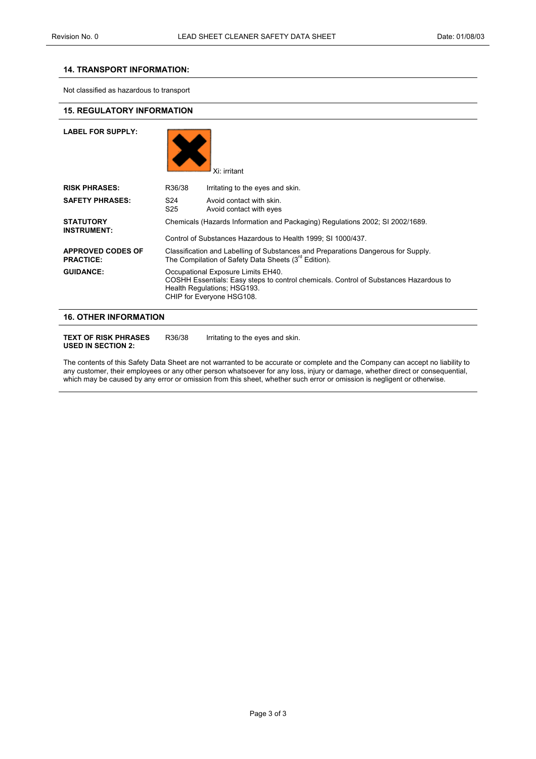## 14. TRANSPORT INFORMATION:

Not classified as hazardous to transport

## 15. REGULATORY INFORMATION

**LABEL FOR SUPPLY:** Xi: irritant

| | | |
|---|---|---|
| **RISK PHRASES:** | R36/38 | Irritating to the eyes and skin. |
| **SAFETY PHRASES:** | S24<br>S25 | Avoid contact with skin.<br>Avoid contact with eyes |

**STATUTORY INSTRUMENT:** Chemicals (Hazards Information and Packaging) Regulations 2002; SI 2002/1689.

Control of Substances Hazardous to Health 1999; SI 1000/437.

**APPROVED CODES OF PRACTICE:** Classification and Labelling of Substances and Preparations Dangerous for Supply. The Compilation of Safety Data Sheets (3rd Edition).

**GUIDANCE:** Occupational Exposure Limits EH40.
COSHH Essentials: Easy steps to control chemicals. Control of Substances Hazardous to Health Regulations; HSG193.
CHIP for Everyone HSG108.

## 16. OTHER INFORMATION

**TEXT OF RISK PHRASES USED IN SECTION 2:** R36/38 Irritating to the eyes and skin.

The contents of this Safety Data Sheet are not warranted to be accurate or complete and the Company can accept no liability to any customer, their employees or any other person whatsoever for any loss, injury or damage, whether direct or consequential, which may be caused by any error or omission from this sheet, whether such error or omission is negligent or otherwise.